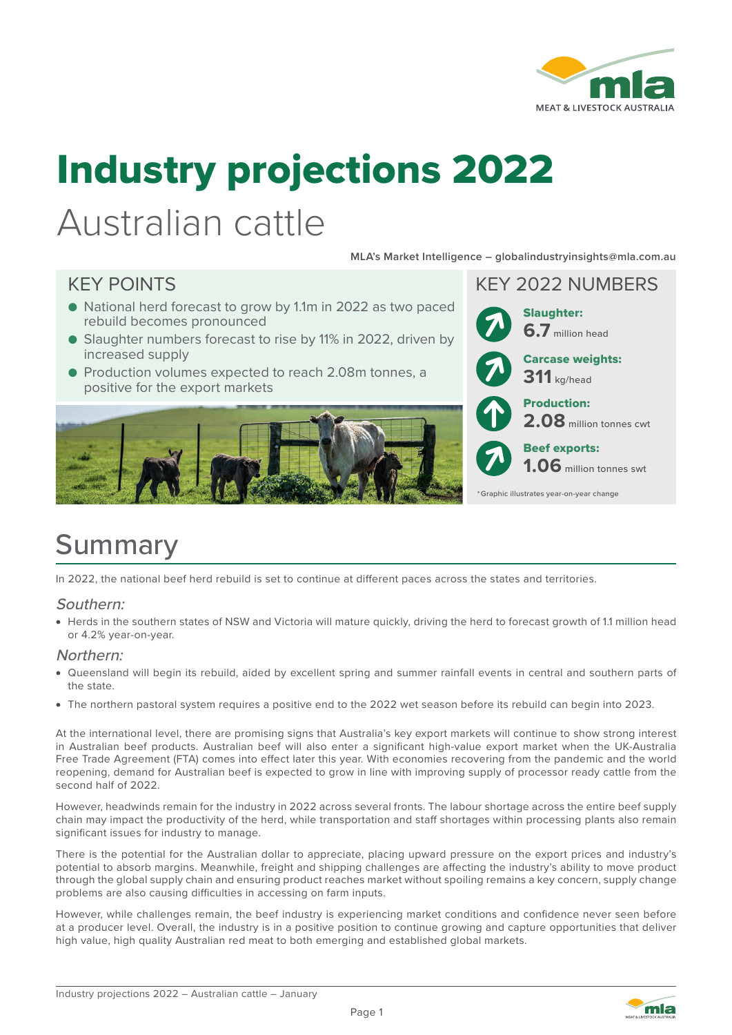# Industry projections 2022

## Australian cattle

**MLA's Market Intelligence – globalindustryinsights@mla.com.au**

### KEY POINTS

- National herd forecast to grow by 1.1m in 2022 as two paced rebuild becomes pronounced
- Slaughter numbers forecast to rise by 11% in 2022, driven by increased supply
- Production volumes expected to reach 2.08m tonnes, a positive for the export markets

### KEY 2022 NUMBERS

**Slaughter:**
**6.7** million head

**Carcase weights:**
**311** kg/head

**Production:**
**2.08** million tonnes cwt

**Beef exports:**
**1.06** million tonnes swt

*Graphic illustrates year-on-year change

## Summary

In 2022, the national beef herd rebuild is set to continue at different paces across the states and territories.

### *Southern:*

- Herds in the southern states of NSW and Victoria will mature quickly, driving the herd to forecast growth of 1.1 million head or 4.2% year-on-year.

### *Northern:*

- Queensland will begin its rebuild, aided by excellent spring and summer rainfall events in central and southern parts of the state.
- The northern pastoral system requires a positive end to the 2022 wet season before its rebuild can begin into 2023.

At the international level, there are promising signs that Australia's key export markets will continue to show strong interest in Australian beef products. Australian beef will also enter a significant high-value export market when the UK-Australia Free Trade Agreement (FTA) comes into effect later this year. With economies recovering from the pandemic and the world reopening, demand for Australian beef is expected to grow in line with improving supply of processor ready cattle from the second half of 2022.

However, headwinds remain for the industry in 2022 across several fronts. The labour shortage across the entire beef supply chain may impact the productivity of the herd, while transportation and staff shortages within processing plants also remain significant issues for industry to manage.

There is the potential for the Australian dollar to appreciate, placing upward pressure on the export prices and industry's potential to absorb margins. Meanwhile, freight and shipping challenges are affecting the industry's ability to move product through the global supply chain and ensuring product reaches market without spoiling remains a key concern, supply change problems are also causing difficulties in accessing on farm inputs.

However, while challenges remain, the beef industry is experiencing market conditions and confidence never seen before at a producer level. Overall, the industry is in a positive position to continue growing and capture opportunities that deliver high value, high quality Australian red meat to both emerging and established global markets.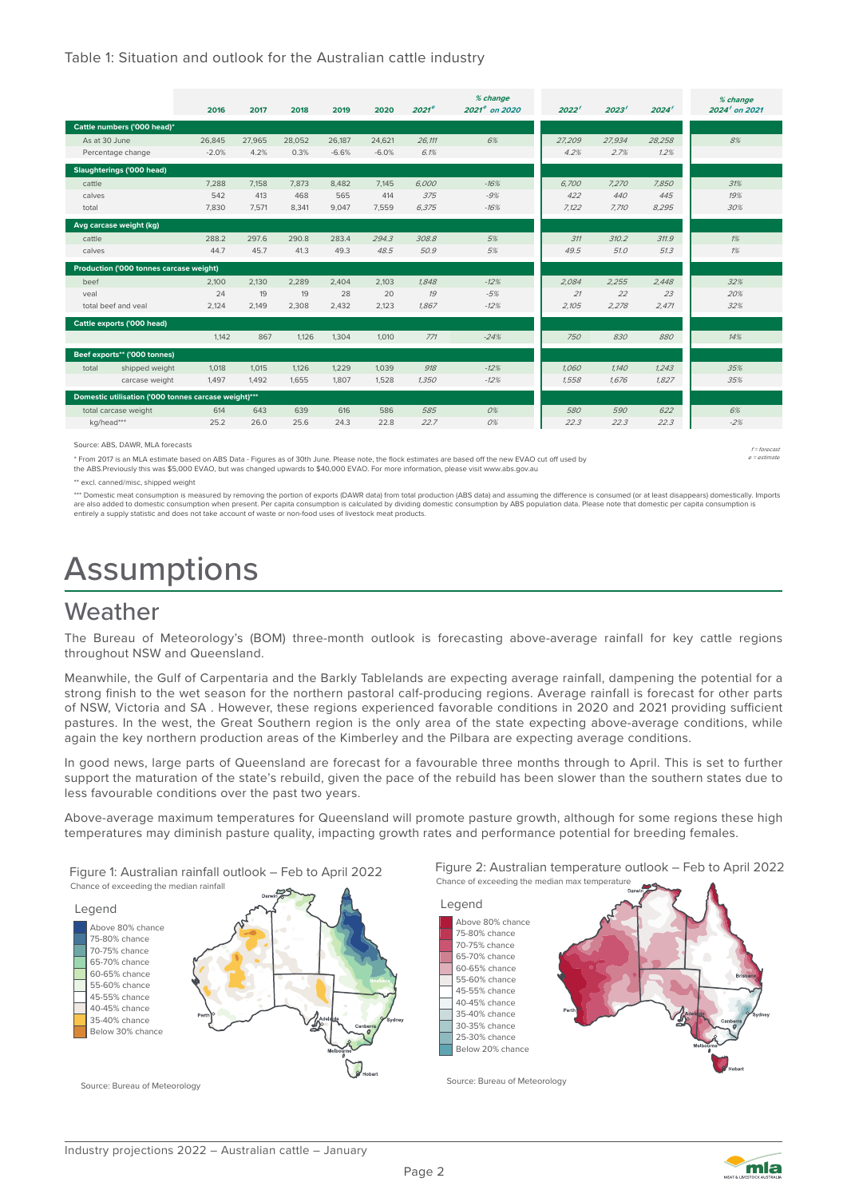Table 1: Situation and outlook for the Australian cattle industry

| | | 2016 | 2017 | 2018 | 2019 | 2020 | 2021^e | % change 2021^e on 2020 | 2022^f | 2023^f | 2024^f | % change 2024^f on 2021 |
|---|---|---|---|---|---|---|---|---|---|---|---|---|
| **Cattle numbers ('000 head)*** | | | | | | | | | | | | |
| As at 30 June | | 26,845 | 27,965 | 28,052 | 26,187 | 24,621 | 26,111 | 6% | 27,209 | 27,934 | 28,258 | 8% |
| Percentage change | | -2.0% | 4.2% | 0.3% | -6.6% | -6.0% | 6.1% | | 4.2% | 2.7% | 1.2% | |
| **Slaughterings ('000 head)** | | | | | | | | | | | | |
| cattle | | 7,288 | 7,158 | 7,873 | 8,482 | 7,145 | 6,000 | -16% | 6,700 | 7,270 | 7,850 | 31% |
| calves | | 542 | 413 | 468 | 565 | 414 | 375 | -9% | 422 | 440 | 445 | 19% |
| total | | 7,830 | 7,571 | 8,341 | 9,047 | 7,559 | 6,375 | -16% | 7,122 | 7,710 | 8,295 | 30% |
| **Avg carcase weight (kg)** | | | | | | | | | | | | |
| cattle | | 288.2 | 297.6 | 290.8 | 283.4 | 294.3 | 308.8 | 5% | 311 | 310.2 | 311.9 | 1% |
| calves | | 44.7 | 45.7 | 41.3 | 49.3 | 48.5 | 50.9 | 5% | 49.5 | 51.0 | 51.3 | 1% |
| **Production ('000 tonnes carcase weight)** | | | | | | | | | | | | |
| beef | | 2,100 | 2,130 | 2,289 | 2,404 | 2,103 | 1,848 | -12% | 2,084 | 2,255 | 2,448 | 32% |
| veal | | 24 | 19 | 19 | 28 | 20 | 19 | -5% | 21 | 22 | 23 | 20% |
| total beef and veal | | 2,124 | 2,149 | 2,308 | 2,432 | 2,123 | 1,867 | -12% | 2,105 | 2,278 | 2,471 | 32% |
| **Cattle exports ('000 head)** | | | | | | | | | | | | |
| | | 1,142 | 867 | 1,126 | 1,304 | 1,010 | 771 | -24% | 750 | 830 | 880 | 14% |
| **Beef exports** ('000 tonnes)** | | | | | | | | | | | | |
| total | shipped weight | 1,018 | 1,015 | 1,126 | 1,229 | 1,039 | 918 | -12% | 1,060 | 1,140 | 1,243 | 35% |
| | carcase weight | 1,497 | 1,492 | 1,655 | 1,807 | 1,528 | 1,350 | -12% | 1,558 | 1,676 | 1,827 | 35% |
| **Domestic utilisation ('000 tonnes carcase weight)***** | | | | | | | | | | | | |
| total carcase weight | | 614 | 643 | 639 | 616 | 586 | 585 | 0% | 580 | 590 | 622 | 6% |
| kg/head*** | | 25.2 | 26.0 | 25.6 | 24.3 | 22.8 | 22.7 | 0% | 22.3 | 22.3 | 22.3 | -2% |

Source: ABS, DAWR, MLA forecasts

f = forecast
e = estimate

\* From 2017 is an MLA estimate based on ABS Data - Figures as of 30th June. Please note, the flock estimates are based off the new EVAO cut off used by the ABS.Previously this was $5,000 EVAO, but was changed upwards to $40,000 EVAO. For more information, please visit www.abs.gov.au

\*\* excl. canned/misc, shipped weight

\*\*\* Domestic meat consumption is measured by removing the portion of exports (DAWR data) from total production (ABS data) and assuming the difference is consumed (or at least disappears) domestically. Imports are also added to domestic consumption when present. Per capita consumption is calculated by dividing domestic consumption by ABS population data. Please note that domestic per capita consumption is entirely a supply statistic and does not take account of waste or non-food uses of livestock meat products.

# Assumptions

## Weather

The Bureau of Meteorology's (BOM) three-month outlook is forecasting above-average rainfall for key cattle regions throughout NSW and Queensland.

Meanwhile, the Gulf of Carpentaria and the Barkly Tablelands are expecting average rainfall, dampening the potential for a strong finish to the wet season for the northern pastoral calf-producing regions. Average rainfall is forecast for other parts of NSW, Victoria and SA . However, these regions experienced favorable conditions in 2020 and 2021 providing sufficient pastures. In the west, the Great Southern region is the only area of the state expecting above-average conditions, while again the key northern production areas of the Kimberley and the Pilbara are expecting average conditions.

In good news, large parts of Queensland are forecast for a favourable three months through to April. This is set to further support the maturation of the state's rebuild, given the pace of the rebuild has been slower than the southern states due to less favourable conditions over the past two years.

Above-average maximum temperatures for Queensland will promote pasture growth, although for some regions these high temperatures may diminish pasture quality, impacting growth rates and performance potential for breeding females.

Figure 1: Australian rainfall outlook – Feb to April 2022

Chance of exceeding the median rainfall

Source: Bureau of Meteorology

Figure 2: Australian temperature outlook – Feb to April 2022

Chance of exceeding the median max temperature

Source: Bureau of Meteorology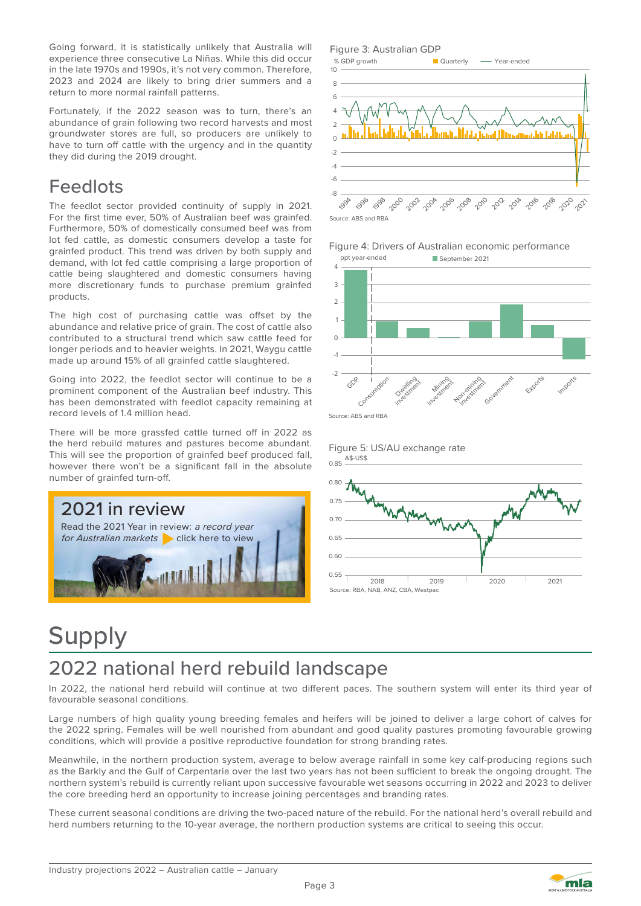Going forward, it is statistically unlikely that Australia will experience three consecutive La Niñas. While this did occur in the late 1970s and 1990s, it's not very common. Therefore, 2023 and 2024 are likely to bring drier summers and a return to more normal rainfall patterns.

Fortunately, if the 2022 season was to turn, there's an abundance of grain following two record harvests and most groundwater stores are full, so producers are unlikely to have to turn off cattle with the urgency and in the quantity they did during the 2019 drought.

## Feedlots

The feedlot sector provided continuity of supply in 2021. For the first time ever, 50% of Australian beef was grainfed. Furthermore, 50% of domestically consumed beef was from lot fed cattle, as domestic consumers develop a taste for grainfed product. This trend was driven by both supply and demand, with lot fed cattle comprising a large proportion of cattle being slaughtered and domestic consumers having more discretionary funds to purchase premium grainfed products.

The high cost of purchasing cattle was offset by the abundance and relative price of grain. The cost of cattle also contributed to a structural trend which saw cattle feed for longer periods and to heavier weights. In 2021, Waygu cattle made up around 15% of all grainfed cattle slaughtered.

Going into 2022, the feedlot sector will continue to be a prominent component of the Australian beef industry. This has been demonstrated with feedlot capacity remaining at record levels of 1.4 million head.

There will be more grassfed cattle turned off in 2022 as the herd rebuild matures and pastures become abundant. This will see the proportion of grainfed beef produced fall, however there won't be a significant fall in the absolute number of grainfed turn-off.

**2021 in review**

Read the 2021 Year in review: *a record year for Australian markets* click here to view

Figure 3: Australian GDP

Source: ABS and RBA

Figure 4: Drivers of Australian economic performance

Source: ABS and RBA

Figure 5: US/AU exchange rate

Source: RBA, NAB, ANZ, CBA, Westpac

# Supply

## 2022 national herd rebuild landscape

In 2022, the national herd rebuild will continue at two different paces. The southern system will enter its third year of favourable seasonal conditions.

Large numbers of high quality young breeding females and heifers will be joined to deliver a large cohort of calves for the 2022 spring. Females will be well nourished from abundant and good quality pastures promoting favourable growing conditions, which will provide a positive reproductive foundation for strong branding rates.

Meanwhile, in the northern production system, average to below average rainfall in some key calf-producing regions such as the Barkly and the Gulf of Carpentaria over the last two years has not been sufficient to break the ongoing drought. The northern system's rebuild is currently reliant upon successive favourable wet seasons occurring in 2022 and 2023 to deliver the core breeding herd an opportunity to increase joining percentages and branding rates.

These current seasonal conditions are driving the two-paced nature of the rebuild. For the national herd's overall rebuild and herd numbers returning to the 10-year average, the northern production systems are critical to seeing this occur.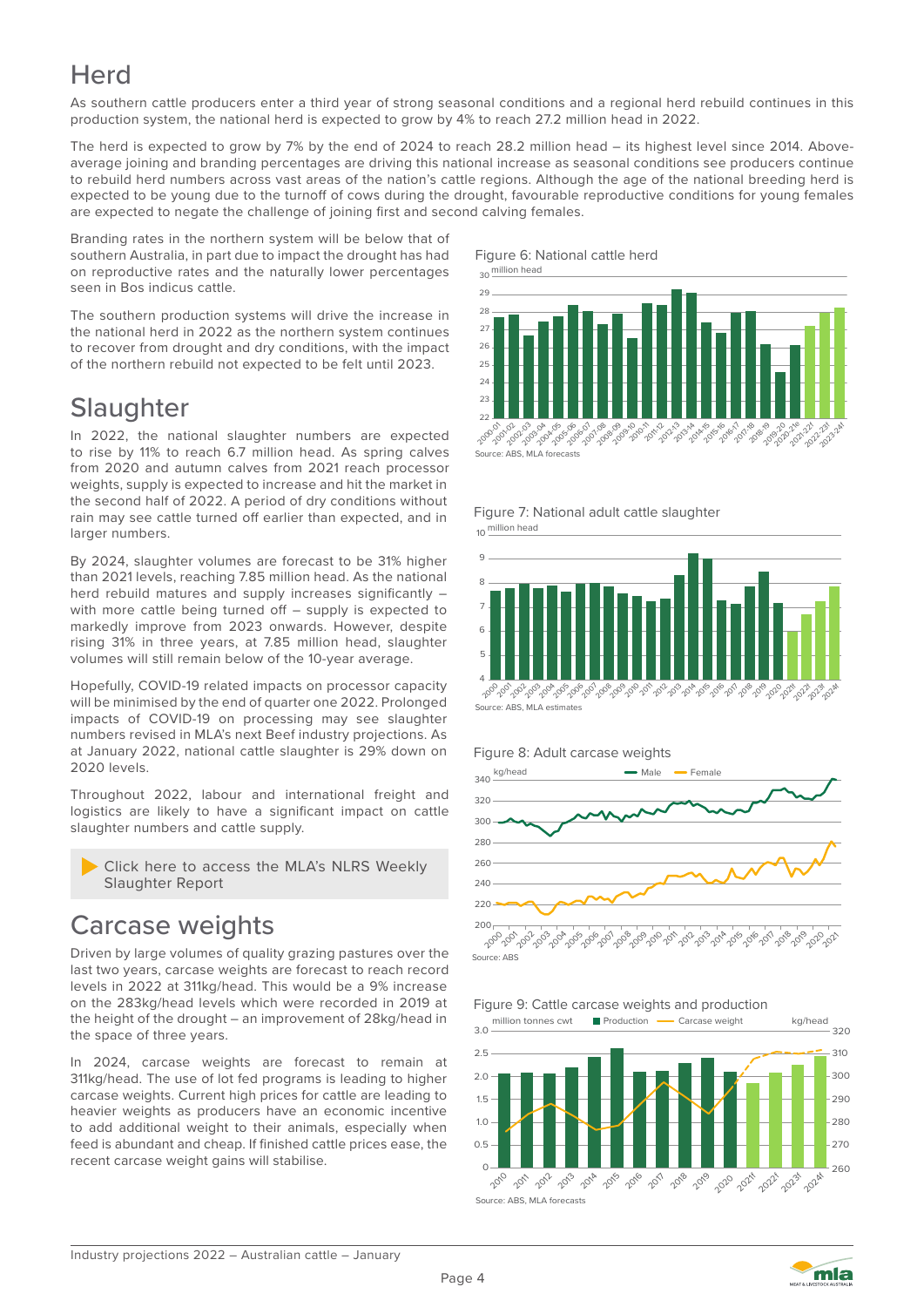# Herd

As southern cattle producers enter a third year of strong seasonal conditions and a regional herd rebuild continues in this production system, the national herd is expected to grow by 4% to reach 27.2 million head in 2022.

The herd is expected to grow by 7% by the end of 2024 to reach 28.2 million head – its highest level since 2014. Above-average joining and branding percentages are driving this national increase as seasonal conditions see producers continue to rebuild herd numbers across vast areas of the nation's cattle regions. Although the age of the national breeding herd is expected to be young due to the turnoff of cows during the drought, favourable reproductive conditions for young females are expected to negate the challenge of joining first and second calving females.

Branding rates in the northern system will be below that of southern Australia, in part due to impact the drought has had on reproductive rates and the naturally lower percentages seen in Bos indicus cattle.

The southern production systems will drive the increase in the national herd in 2022 as the northern system continues to recover from drought and dry conditions, with the impact of the northern rebuild not expected to be felt until 2023.

Figure 6: National cattle herd

Source: ABS, MLA forecasts

# Slaughter

In 2022, the national slaughter numbers are expected to rise by 11% to reach 6.7 million head. As spring calves from 2020 and autumn calves from 2021 reach processor weights, supply is expected to increase and hit the market in the second half of 2022. A period of dry conditions without rain may see cattle turned off earlier than expected, and in larger numbers.

By 2024, slaughter volumes are forecast to be 31% higher than 2021 levels, reaching 7.85 million head. As the national herd rebuild matures and supply increases significantly – with more cattle being turned off – supply is expected to markedly improve from 2023 onwards. However, despite rising 31% in three years, at 7.85 million head, slaughter volumes will still remain below of the 10-year average.

Hopefully, COVID-19 related impacts on processor capacity will be minimised by the end of quarter one 2022. Prolonged impacts of COVID-19 on processing may see slaughter numbers revised in MLA's next Beef industry projections. As at January 2022, national cattle slaughter is 29% down on 2020 levels.

Throughout 2022, labour and international freight and logistics are likely to have a significant impact on cattle slaughter numbers and cattle supply.

Click here to access the MLA's NLRS Weekly Slaughter Report

Figure 7: National adult cattle slaughter

Source: ABS, MLA estimates

# Carcase weights

Driven by large volumes of quality grazing pastures over the last two years, carcase weights are forecast to reach record levels in 2022 at 311kg/head. This would be a 9% increase on the 283kg/head levels which were recorded in 2019 at the height of the drought – an improvement of 28kg/head in the space of three years.

In 2024, carcase weights are forecast to remain at 311kg/head. The use of lot fed programs is leading to higher carcase weights. Current high prices for cattle are leading to heavier weights as producers have an economic incentive to add additional weight to their animals, especially when feed is abundant and cheap. If finished cattle prices ease, the recent carcase weight gains will stabilise.

Figure 8: Adult carcase weights

Source: ABS

Figure 9: Cattle carcase weights and production

Source: ABS, MLA forecasts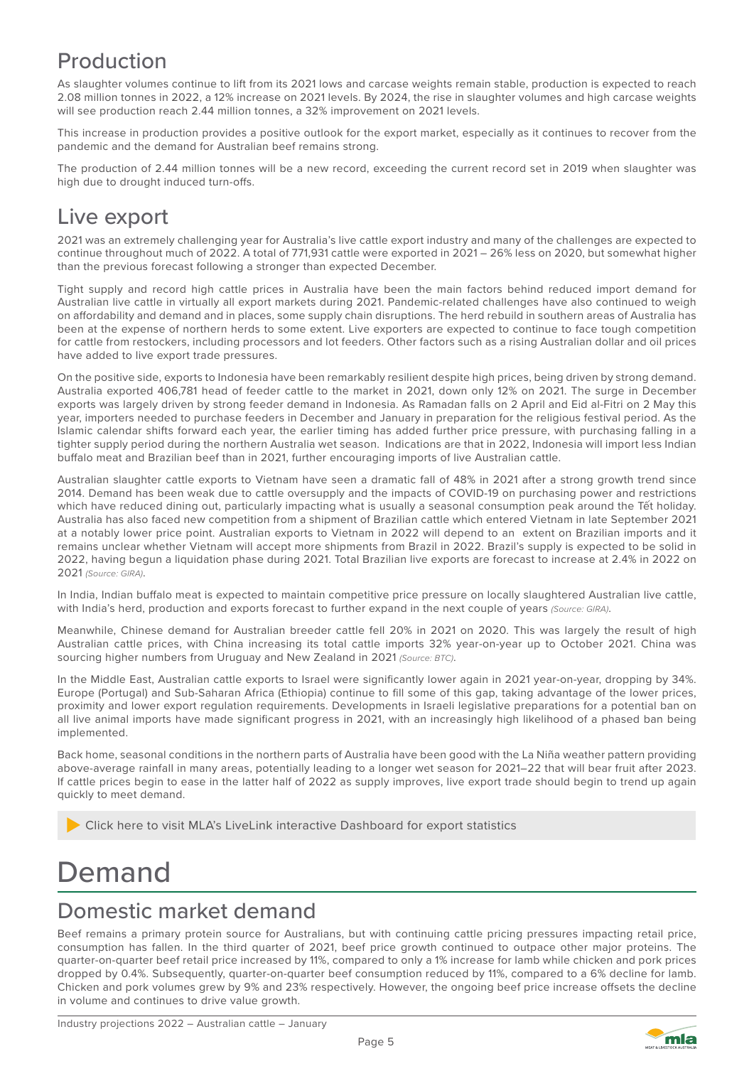## Production

As slaughter volumes continue to lift from its 2021 lows and carcase weights remain stable, production is expected to reach 2.08 million tonnes in 2022, a 12% increase on 2021 levels. By 2024, the rise in slaughter volumes and high carcase weights will see production reach 2.44 million tonnes, a 32% improvement on 2021 levels.

This increase in production provides a positive outlook for the export market, especially as it continues to recover from the pandemic and the demand for Australian beef remains strong.

The production of 2.44 million tonnes will be a new record, exceeding the current record set in 2019 when slaughter was high due to drought induced turn-offs.

## Live export

2021 was an extremely challenging year for Australia's live cattle export industry and many of the challenges are expected to continue throughout much of 2022. A total of 771,931 cattle were exported in 2021 – 26% less on 2020, but somewhat higher than the previous forecast following a stronger than expected December.

Tight supply and record high cattle prices in Australia have been the main factors behind reduced import demand for Australian live cattle in virtually all export markets during 2021. Pandemic-related challenges have also continued to weigh on affordability and demand and in places, some supply chain disruptions. The herd rebuild in southern areas of Australia has been at the expense of northern herds to some extent. Live exporters are expected to continue to face tough competition for cattle from restockers, including processors and lot feeders. Other factors such as a rising Australian dollar and oil prices have added to live export trade pressures.

On the positive side, exports to Indonesia have been remarkably resilient despite high prices, being driven by strong demand. Australia exported 406,781 head of feeder cattle to the market in 2021, down only 12% on 2021. The surge in December exports was largely driven by strong feeder demand in Indonesia. As Ramadan falls on 2 April and Eid al-Fitri on 2 May this year, importers needed to purchase feeders in December and January in preparation for the religious festival period. As the Islamic calendar shifts forward each year, the earlier timing has added further price pressure, with purchasing falling in a tighter supply period during the northern Australia wet season. Indications are that in 2022, Indonesia will import less Indian buffalo meat and Brazilian beef than in 2021, further encouraging imports of live Australian cattle.

Australian slaughter cattle exports to Vietnam have seen a dramatic fall of 48% in 2021 after a strong growth trend since 2014. Demand has been weak due to cattle oversupply and the impacts of COVID-19 on purchasing power and restrictions which have reduced dining out, particularly impacting what is usually a seasonal consumption peak around the Tết holiday. Australia has also faced new competition from a shipment of Brazilian cattle which entered Vietnam in late September 2021 at a notably lower price point. Australian exports to Vietnam in 2022 will depend to an extent on Brazilian imports and it remains unclear whether Vietnam will accept more shipments from Brazil in 2022. Brazil's supply is expected to be solid in 2022, having begun a liquidation phase during 2021. Total Brazilian live exports are forecast to increase at 2.4% in 2022 on 2021 *(Source: GIRA)*.

In India, Indian buffalo meat is expected to maintain competitive price pressure on locally slaughtered Australian live cattle, with India's herd, production and exports forecast to further expand in the next couple of years *(Source: GIRA)*.

Meanwhile, Chinese demand for Australian breeder cattle fell 20% in 2021 on 2020. This was largely the result of high Australian cattle prices, with China increasing its total cattle imports 32% year-on-year up to October 2021. China was sourcing higher numbers from Uruguay and New Zealand in 2021 *(Source: BTC)*.

In the Middle East, Australian cattle exports to Israel were significantly lower again in 2021 year-on-year, dropping by 34%. Europe (Portugal) and Sub-Saharan Africa (Ethiopia) continue to fill some of this gap, taking advantage of the lower prices, proximity and lower export regulation requirements. Developments in Israeli legislative preparations for a potential ban on all live animal imports have made significant progress in 2021, with an increasingly high likelihood of a phased ban being implemented.

Back home, seasonal conditions in the northern parts of Australia have been good with the La Niña weather pattern providing above-average rainfall in many areas, potentially leading to a longer wet season for 2021–22 that will bear fruit after 2023. If cattle prices begin to ease in the latter half of 2022 as supply improves, live export trade should begin to trend up again quickly to meet demand.

Click here to visit MLA's LiveLink interactive Dashboard for export statistics

# Demand

## Domestic market demand

Beef remains a primary protein source for Australians, but with continuing cattle pricing pressures impacting retail price, consumption has fallen. In the third quarter of 2021, beef price growth continued to outpace other major proteins. The quarter-on-quarter beef retail price increased by 11%, compared to only a 1% increase for lamb while chicken and pork prices dropped by 0.4%. Subsequently, quarter-on-quarter beef consumption reduced by 11%, compared to a 6% decline for lamb. Chicken and pork volumes grew by 9% and 23% respectively. However, the ongoing beef price increase offsets the decline in volume and continues to drive value growth.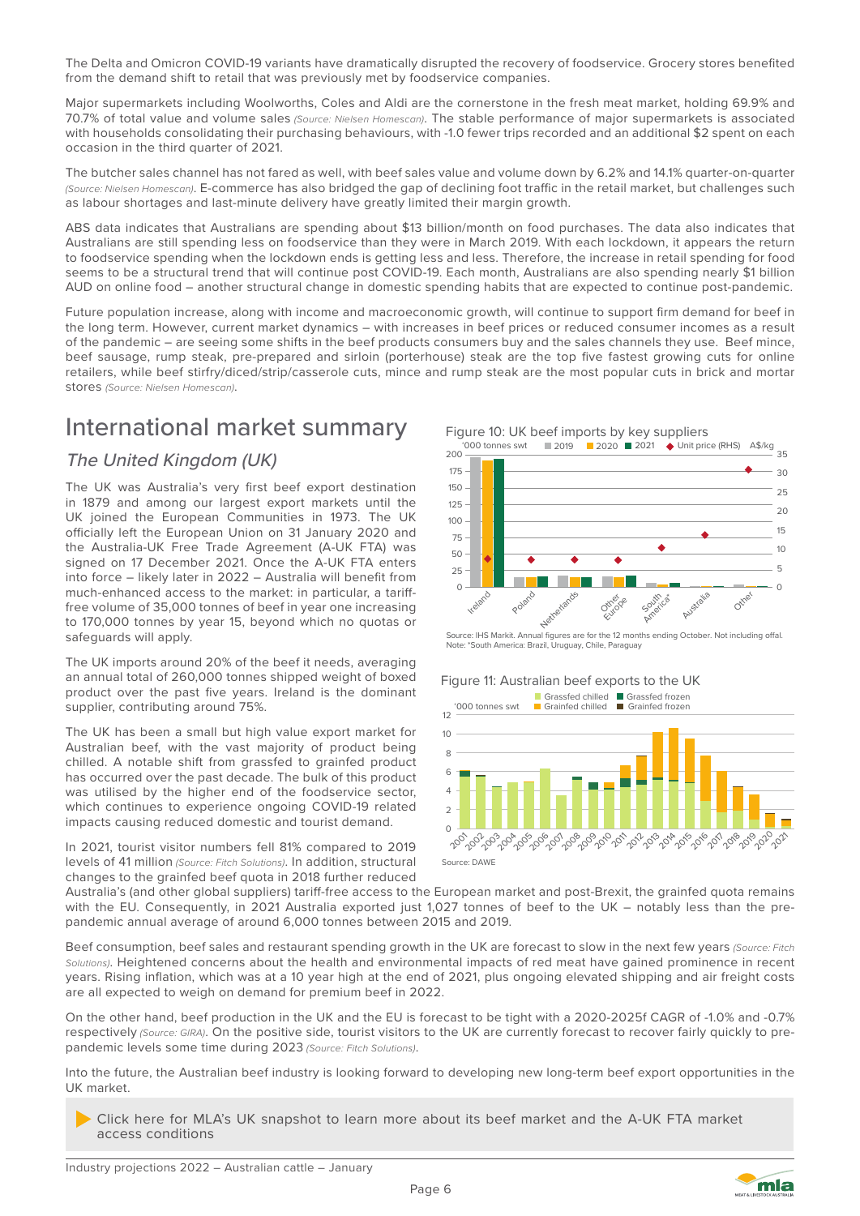The Delta and Omicron COVID-19 variants have dramatically disrupted the recovery of foodservice. Grocery stores benefited from the demand shift to retail that was previously met by foodservice companies.

Major supermarkets including Woolworths, Coles and Aldi are the cornerstone in the fresh meat market, holding 69.9% and 70.7% of total value and volume sales *(Source: Nielsen Homescan)*. The stable performance of major supermarkets is associated with households consolidating their purchasing behaviours, with -1.0 fewer trips recorded and an additional $2 spent on each occasion in the third quarter of 2021.

The butcher sales channel has not fared as well, with beef sales value and volume down by 6.2% and 14.1% quarter-on-quarter *(Source: Nielsen Homescan)*. E-commerce has also bridged the gap of declining foot traffic in the retail market, but challenges such as labour shortages and last-minute delivery have greatly limited their margin growth.

ABS data indicates that Australians are spending about $13 billion/month on food purchases. The data also indicates that Australians are still spending less on foodservice than they were in March 2019. With each lockdown, it appears the return to foodservice spending when the lockdown ends is getting less and less. Therefore, the increase in retail spending for food seems to be a structural trend that will continue post COVID-19. Each month, Australians are also spending nearly $1 billion AUD on online food – another structural change in domestic spending habits that are expected to continue post-pandemic.

Future population increase, along with income and macroeconomic growth, will continue to support firm demand for beef in the long term. However, current market dynamics – with increases in beef prices or reduced consumer incomes as a result of the pandemic – are seeing some shifts in the beef products consumers buy and the sales channels they use. Beef mince, beef sausage, rump steak, pre-prepared and sirloin (porterhouse) steak are the top five fastest growing cuts for online retailers, while beef stirfry/diced/strip/casserole cuts, mince and rump steak are the most popular cuts in brick and mortar stores *(Source: Nielsen Homescan)*.

# International market summary

## *The United Kingdom (UK)*

The UK was Australia's very first beef export destination in 1879 and among our largest export markets until the UK joined the European Communities in 1973. The UK officially left the European Union on 31 January 2020 and the Australia-UK Free Trade Agreement (A-UK FTA) was signed on 17 December 2021. Once the A-UK FTA enters into force – likely later in 2022 – Australia will benefit from much-enhanced access to the market: in particular, a tariff-free volume of 35,000 tonnes of beef in year one increasing to 170,000 tonnes by year 15, beyond which no quotas or safeguards will apply.

The UK imports around 20% of the beef it needs, averaging an annual total of 260,000 tonnes shipped weight of boxed product over the past five years. Ireland is the dominant supplier, contributing around 75%.

The UK has been a small but high value export market for Australian beef, with the vast majority of product being chilled. A notable shift from grassfed to grainfed product has occurred over the past decade. The bulk of this product was utilised by the higher end of the foodservice sector, which continues to experience ongoing COVID-19 related impacts causing reduced domestic and tourist demand.

In 2021, tourist visitor numbers fell 81% compared to 2019 levels of 41 million *(Source: Fitch Solutions)*. In addition, structural changes to the grainfed beef quota in 2018 further reduced Australia's (and other global suppliers) tariff-free access to the European market and post-Brexit, the grainfed quota remains with the EU. Consequently, in 2021 Australia exported just 1,027 tonnes of beef to the UK – notably less than the pre-pandemic annual average of around 6,000 tonnes between 2015 and 2019.

Figure 10: UK beef imports by key suppliers

Source: IHS Markit. Annual figures are for the 12 months ending October. Not including offal.
Note: *South America: Brazil, Uruguay, Chile, Paraguay

Figure 11: Australian beef exports to the UK

Source: DAWE

Beef consumption, beef sales and restaurant spending growth in the UK are forecast to slow in the next few years *(Source: Fitch Solutions)*. Heightened concerns about the health and environmental impacts of red meat have gained prominence in recent years. Rising inflation, which was at a 10 year high at the end of 2021, plus ongoing elevated shipping and air freight costs are all expected to weigh on demand for premium beef in 2022.

On the other hand, beef production in the UK and the EU is forecast to be tight with a 2020-2025f CAGR of -1.0% and -0.7% respectively *(Source: GIRA)*. On the positive side, tourist visitors to the UK are currently forecast to recover fairly quickly to pre-pandemic levels some time during 2023 *(Source: Fitch Solutions)*.

Into the future, the Australian beef industry is looking forward to developing new long-term beef export opportunities in the UK market.

Click here for MLA's UK snapshot to learn more about its beef market and the A-UK FTA market access conditions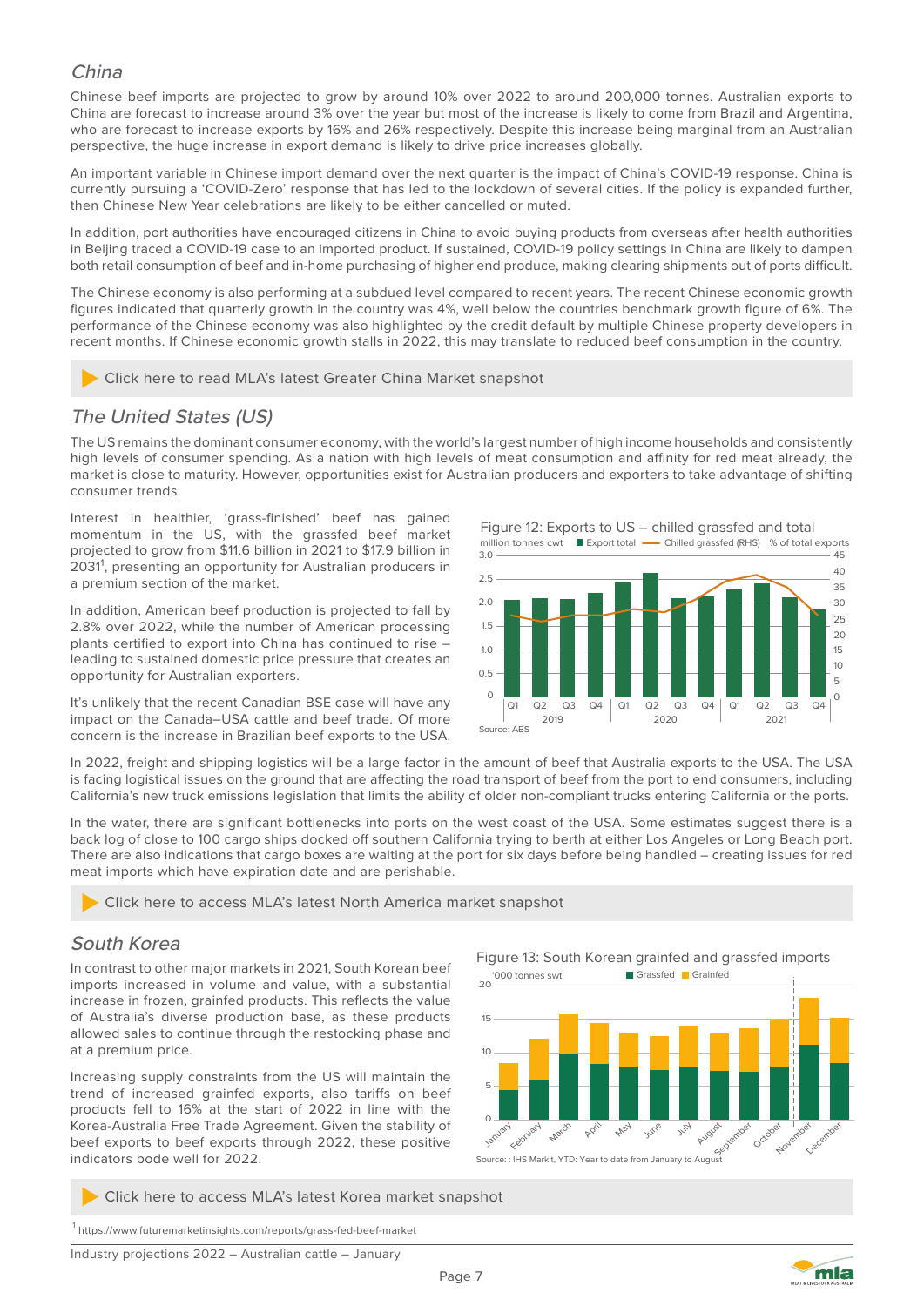## China

Chinese beef imports are projected to grow by around 10% over 2022 to around 200,000 tonnes. Australian exports to China are forecast to increase around 3% over the year but most of the increase is likely to come from Brazil and Argentina, who are forecast to increase exports by 16% and 26% respectively. Despite this increase being marginal from an Australian perspective, the huge increase in export demand is likely to drive price increases globally.

An important variable in Chinese import demand over the next quarter is the impact of China's COVID-19 response. China is currently pursuing a 'COVID-Zero' response that has led to the lockdown of several cities. If the policy is expanded further, then Chinese New Year celebrations are likely to be either cancelled or muted.

In addition, port authorities have encouraged citizens in China to avoid buying products from overseas after health authorities in Beijing traced a COVID-19 case to an imported product. If sustained, COVID-19 policy settings in China are likely to dampen both retail consumption of beef and in-home purchasing of higher end produce, making clearing shipments out of ports difficult.

The Chinese economy is also performing at a subdued level compared to recent years. The recent Chinese economic growth figures indicated that quarterly growth in the country was 4%, well below the countries benchmark growth figure of 6%. The performance of the Chinese economy was also highlighted by the credit default by multiple Chinese property developers in recent months. If Chinese economic growth stalls in 2022, this may translate to reduced beef consumption in the country.

Click here to read MLA's latest Greater China Market snapshot

## The United States (US)

The US remains the dominant consumer economy, with the world's largest number of high income households and consistently high levels of consumer spending. As a nation with high levels of meat consumption and affinity for red meat already, the market is close to maturity. However, opportunities exist for Australian producers and exporters to take advantage of shifting consumer trends.

Interest in healthier, 'grass-finished' beef has gained momentum in the US, with the grassfed beef market projected to grow from $11.6 billion in 2021 to $17.9 billion in 2031[1], presenting an opportunity for Australian producers in a premium section of the market.

In addition, American beef production is projected to fall by 2.8% over 2022, while the number of American processing plants certified to export into China has continued to rise – leading to sustained domestic price pressure that creates an opportunity for Australian exporters.

It's unlikely that the recent Canadian BSE case will have any impact on the Canada–USA cattle and beef trade. Of more concern is the increase in Brazilian beef exports to the USA.

Figure 12: Exports to US – chilled grassfed and total

Source: ABS

In 2022, freight and shipping logistics will be a large factor in the amount of beef that Australia exports to the USA. The USA is facing logistical issues on the ground that are affecting the road transport of beef from the port to end consumers, including California's new truck emissions legislation that limits the ability of older non-compliant trucks entering California or the ports.

In the water, there are significant bottlenecks into ports on the west coast of the USA. Some estimates suggest there is a back log of close to 100 cargo ships docked off southern California trying to berth at either Los Angeles or Long Beach port. There are also indications that cargo boxes are waiting at the port for six days before being handled – creating issues for red meat imports which have expiration date and are perishable.

Click here to access MLA's latest North America market snapshot

## South Korea

In contrast to other major markets in 2021, South Korean beef imports increased in volume and value, with a substantial increase in frozen, grainfed products. This reflects the value of Australia's diverse production base, as these products allowed sales to continue through the restocking phase and at a premium price.

Increasing supply constraints from the US will maintain the trend of increased grainfed exports, also tariffs on beef products fell to 16% at the start of 2022 in line with the Korea-Australia Free Trade Agreement. Given the stability of beef exports to beef exports through 2022, these positive indicators bode well for 2022.

Figure 13: South Korean grainfed and grassfed imports

Source: : IHS Markit, YTD: Year to date from January to August

Click here to access MLA's latest Korea market snapshot

[1] https://www.futuremarketinsights.com/reports/grass-fed-beef-market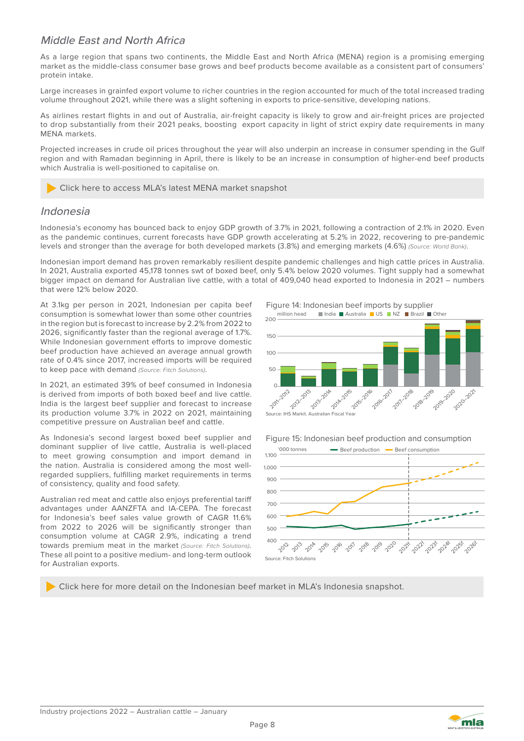## Middle East and North Africa

As a large region that spans two continents, the Middle East and North Africa (MENA) region is a promising emerging market as the middle-class consumer base grows and beef products become available as a consistent part of consumers' protein intake.

Large increases in grainfed export volume to richer countries in the region accounted for much of the total increased trading volume throughout 2021, while there was a slight softening in exports to price-sensitive, developing nations.

As airlines restart flights in and out of Australia, air-freight capacity is likely to grow and air-freight prices are projected to drop substantially from their 2021 peaks, boosting export capacity in light of strict expiry date requirements in many MENA markets.

Projected increases in crude oil prices throughout the year will also underpin an increase in consumer spending in the Gulf region and with Ramadan beginning in April, there is likely to be an increase in consumption of higher-end beef products which Australia is well-positioned to capitalise on.

Click here to access MLA's latest MENA market snapshot

## Indonesia

Indonesia's economy has bounced back to enjoy GDP growth of 3.7% in 2021, following a contraction of 2.1% in 2020. Even as the pandemic continues, current forecasts have GDP growth accelerating at 5.2% in 2022, recovering to pre-pandemic levels and stronger than the average for both developed markets (3.8%) and emerging markets (4.6%) *(Source: World Bank)*.

Indonesian import demand has proven remarkably resilient despite pandemic challenges and high cattle prices in Australia. In 2021, Australia exported 45,178 tonnes swt of boxed beef, only 5.4% below 2020 volumes. Tight supply had a somewhat bigger impact on demand for Australian live cattle, with a total of 409,040 head exported to Indonesia in 2021 – numbers that were 12% below 2020.

At 3.1kg per person in 2021, Indonesian per capita beef consumption is somewhat lower than some other countries in the region but is forecast to increase by 2.2% from 2022 to 2026, significantly faster than the regional average of 1.7%. While Indonesian government efforts to improve domestic beef production have achieved an average annual growth rate of 0.4% since 2017, increased imports will be required to keep pace with demand *(Source: Fitch Solutions)*.

In 2021, an estimated 39% of beef consumed in Indonesia is derived from imports of both boxed beef and live cattle. India is the largest beef supplier and forecast to increase its production volume 3.7% in 2022 on 2021, maintaining competitive pressure on Australian beef and cattle.

As Indonesia's second largest boxed beef supplier and dominant supplier of live cattle, Australia is well-placed to meet growing consumption and import demand in the nation. Australia is considered among the most well-regarded suppliers, fulfilling market requirements in terms of consistency, quality and food safety.

Australian red meat and cattle also enjoys preferential tariff advantages under AANZFTA and IA-CEPA. The forecast for Indonesia's beef sales value growth of CAGR 11.6% from 2022 to 2026 will be significantly stronger than consumption volume at CAGR 2.9%, indicating a trend towards premium meat in the market *(Source: Fitch Solutions)*. These all point to a positive medium- and long-term outlook for Australian exports.

Figure 14: Indonesian beef imports by supplier

Source: IHS Markit. Australian Fiscal Year

Figure 15: Indonesian beef production and consumption

Source: Fitch Solutions

Click here for more detail on the Indonesian beef market in MLA's Indonesia snapshot.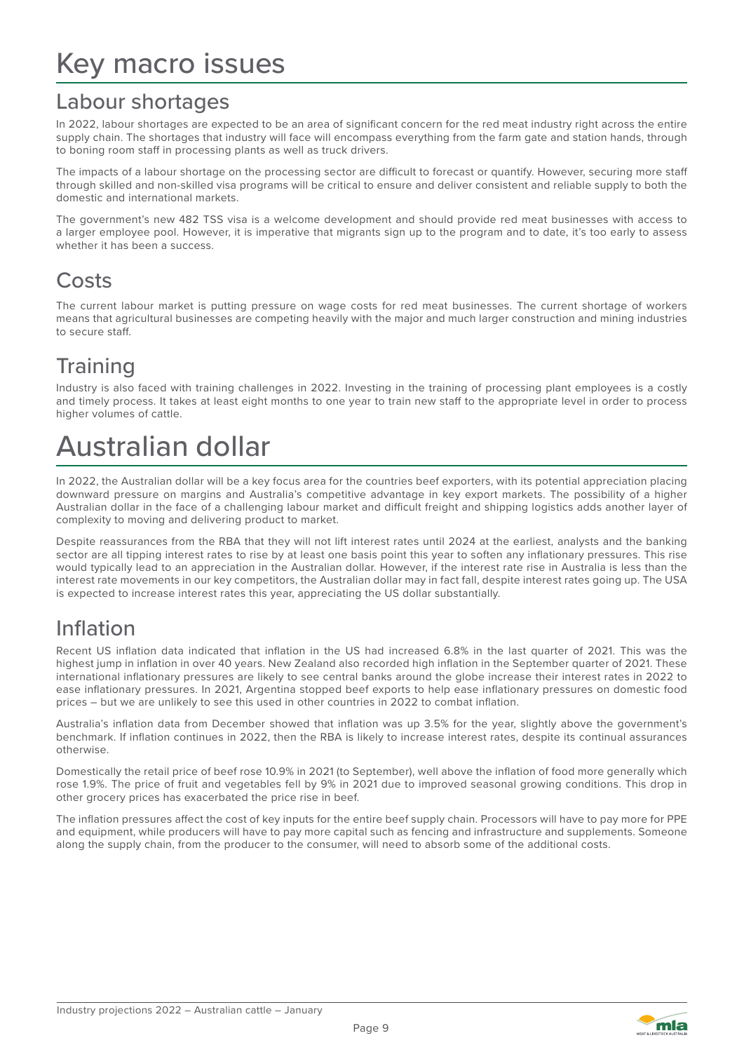# Key macro issues

## Labour shortages

In 2022, labour shortages are expected to be an area of significant concern for the red meat industry right across the entire supply chain. The shortages that industry will face will encompass everything from the farm gate and station hands, through to boning room staff in processing plants as well as truck drivers.

The impacts of a labour shortage on the processing sector are difficult to forecast or quantify. However, securing more staff through skilled and non-skilled visa programs will be critical to ensure and deliver consistent and reliable supply to both the domestic and international markets.

The government's new 482 TSS visa is a welcome development and should provide red meat businesses with access to a larger employee pool. However, it is imperative that migrants sign up to the program and to date, it's too early to assess whether it has been a success.

## Costs

The current labour market is putting pressure on wage costs for red meat businesses. The current shortage of workers means that agricultural businesses are competing heavily with the major and much larger construction and mining industries to secure staff.

## Training

Industry is also faced with training challenges in 2022. Investing in the training of processing plant employees is a costly and timely process. It takes at least eight months to one year to train new staff to the appropriate level in order to process higher volumes of cattle.

# Australian dollar

In 2022, the Australian dollar will be a key focus area for the countries beef exporters, with its potential appreciation placing downward pressure on margins and Australia's competitive advantage in key export markets. The possibility of a higher Australian dollar in the face of a challenging labour market and difficult freight and shipping logistics adds another layer of complexity to moving and delivering product to market.

Despite reassurances from the RBA that they will not lift interest rates until 2024 at the earliest, analysts and the banking sector are all tipping interest rates to rise by at least one basis point this year to soften any inflationary pressures. This rise would typically lead to an appreciation in the Australian dollar. However, if the interest rate rise in Australia is less than the interest rate movements in our key competitors, the Australian dollar may in fact fall, despite interest rates going up. The USA is expected to increase interest rates this year, appreciating the US dollar substantially.

## Inflation

Recent US inflation data indicated that inflation in the US had increased 6.8% in the last quarter of 2021. This was the highest jump in inflation in over 40 years. New Zealand also recorded high inflation in the September quarter of 2021. These international inflationary pressures are likely to see central banks around the globe increase their interest rates in 2022 to ease inflationary pressures. In 2021, Argentina stopped beef exports to help ease inflationary pressures on domestic food prices – but we are unlikely to see this used in other countries in 2022 to combat inflation.

Australia's inflation data from December showed that inflation was up 3.5% for the year, slightly above the government's benchmark. If inflation continues in 2022, then the RBA is likely to increase interest rates, despite its continual assurances otherwise.

Domestically the retail price of beef rose 10.9% in 2021 (to September), well above the inflation of food more generally which rose 1.9%. The price of fruit and vegetables fell by 9% in 2021 due to improved seasonal growing conditions. This drop in other grocery prices has exacerbated the price rise in beef.

The inflation pressures affect the cost of key inputs for the entire beef supply chain. Processors will have to pay more for PPE and equipment, while producers will have to pay more capital such as fencing and infrastructure and supplements. Someone along the supply chain, from the producer to the consumer, will need to absorb some of the additional costs.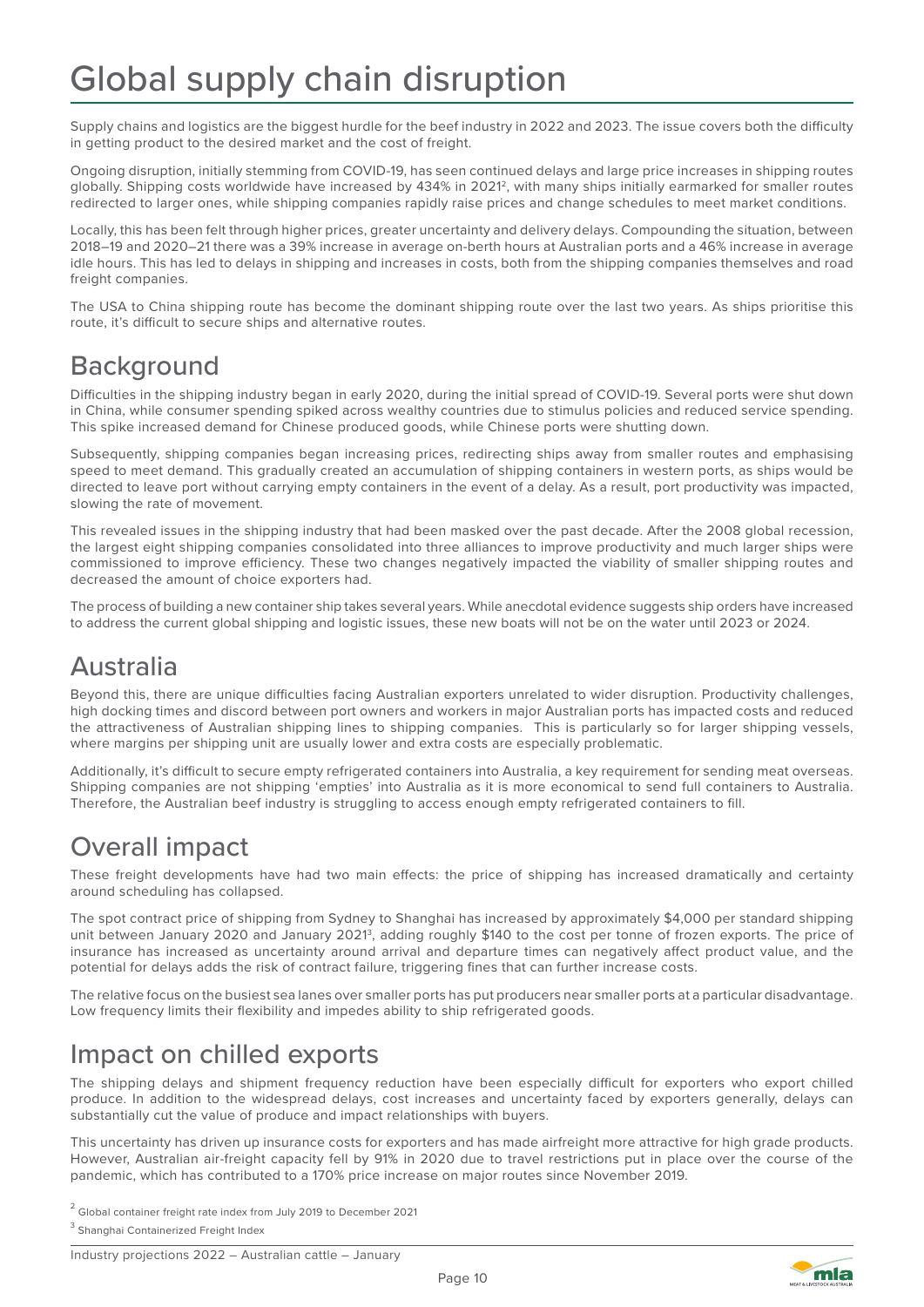# Global supply chain disruption

Supply chains and logistics are the biggest hurdle for the beef industry in 2022 and 2023. The issue covers both the difficulty in getting product to the desired market and the cost of freight.

Ongoing disruption, initially stemming from COVID-19, has seen continued delays and large price increases in shipping routes globally. Shipping costs worldwide have increased by 434% in 2021[2], with many ships initially earmarked for smaller routes redirected to larger ones, while shipping companies rapidly raise prices and change schedules to meet market conditions.

Locally, this has been felt through higher prices, greater uncertainty and delivery delays. Compounding the situation, between 2018–19 and 2020–21 there was a 39% increase in average on-berth hours at Australian ports and a 46% increase in average idle hours. This has led to delays in shipping and increases in costs, both from the shipping companies themselves and road freight companies.

The USA to China shipping route has become the dominant shipping route over the last two years. As ships prioritise this route, it's difficult to secure ships and alternative routes.

## Background

Difficulties in the shipping industry began in early 2020, during the initial spread of COVID-19. Several ports were shut down in China, while consumer spending spiked across wealthy countries due to stimulus policies and reduced service spending. This spike increased demand for Chinese produced goods, while Chinese ports were shutting down.

Subsequently, shipping companies began increasing prices, redirecting ships away from smaller routes and emphasising speed to meet demand. This gradually created an accumulation of shipping containers in western ports, as ships would be directed to leave port without carrying empty containers in the event of a delay. As a result, port productivity was impacted, slowing the rate of movement.

This revealed issues in the shipping industry that had been masked over the past decade. After the 2008 global recession, the largest eight shipping companies consolidated into three alliances to improve productivity and much larger ships were commissioned to improve efficiency. These two changes negatively impacted the viability of smaller shipping routes and decreased the amount of choice exporters had.

The process of building a new container ship takes several years. While anecdotal evidence suggests ship orders have increased to address the current global shipping and logistic issues, these new boats will not be on the water until 2023 or 2024.

## Australia

Beyond this, there are unique difficulties facing Australian exporters unrelated to wider disruption. Productivity challenges, high docking times and discord between port owners and workers in major Australian ports has impacted costs and reduced the attractiveness of Australian shipping lines to shipping companies. This is particularly so for larger shipping vessels, where margins per shipping unit are usually lower and extra costs are especially problematic.

Additionally, it's difficult to secure empty refrigerated containers into Australia, a key requirement for sending meat overseas. Shipping companies are not shipping 'empties' into Australia as it is more economical to send full containers to Australia. Therefore, the Australian beef industry is struggling to access enough empty refrigerated containers to fill.

## Overall impact

These freight developments have had two main effects: the price of shipping has increased dramatically and certainty around scheduling has collapsed.

The spot contract price of shipping from Sydney to Shanghai has increased by approximately $4,000 per standard shipping unit between January 2020 and January 2021[3], adding roughly $140 to the cost per tonne of frozen exports. The price of insurance has increased as uncertainty around arrival and departure times can negatively affect product value, and the potential for delays adds the risk of contract failure, triggering fines that can further increase costs.

The relative focus on the busiest sea lanes over smaller ports has put producers near smaller ports at a particular disadvantage. Low frequency limits their flexibility and impedes ability to ship refrigerated goods.

## Impact on chilled exports

The shipping delays and shipment frequency reduction have been especially difficult for exporters who export chilled produce. In addition to the widespread delays, cost increases and uncertainty faced by exporters generally, delays can substantially cut the value of produce and impact relationships with buyers.

This uncertainty has driven up insurance costs for exporters and has made airfreight more attractive for high grade products. However, Australian air-freight capacity fell by 91% in 2020 due to travel restrictions put in place over the course of the pandemic, which has contributed to a 170% price increase on major routes since November 2019.

[2] Global container freight rate index from July 2019 to December 2021

[3] Shanghai Containerized Freight Index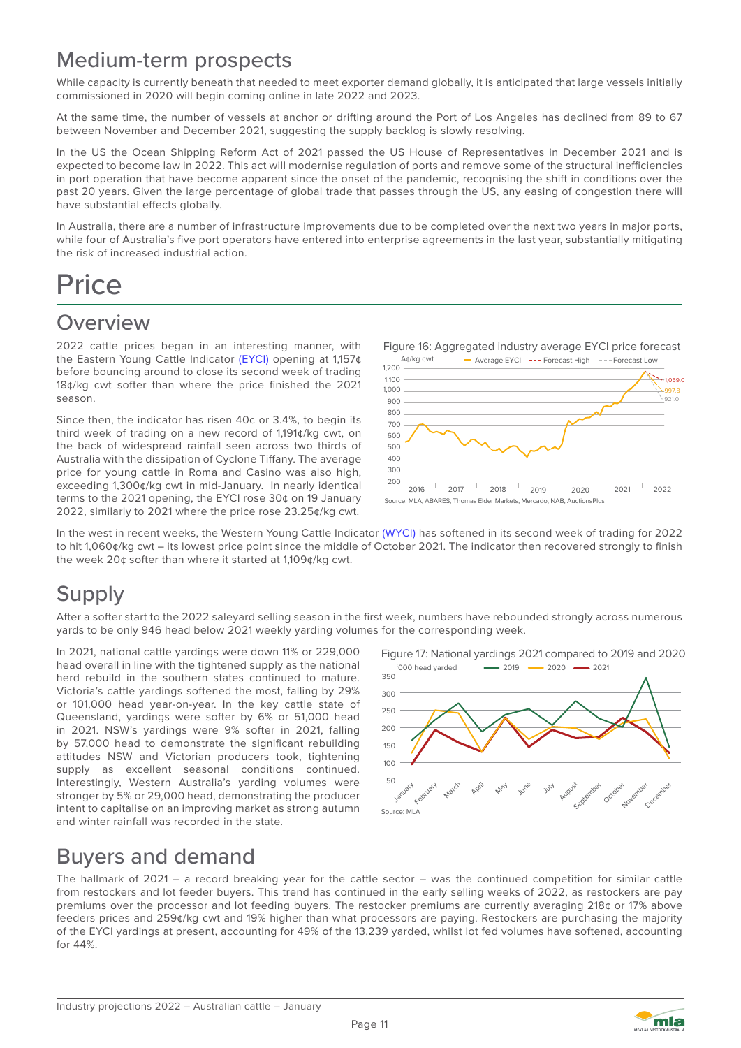## Medium-term prospects

While capacity is currently beneath that needed to meet exporter demand globally, it is anticipated that large vessels initially commissioned in 2020 will begin coming online in late 2022 and 2023.

At the same time, the number of vessels at anchor or drifting around the Port of Los Angeles has declined from 89 to 67 between November and December 2021, suggesting the supply backlog is slowly resolving.

In the US the Ocean Shipping Reform Act of 2021 passed the US House of Representatives in December 2021 and is expected to become law in 2022. This act will modernise regulation of ports and remove some of the structural inefficiencies in port operation that have become apparent since the onset of the pandemic, recognising the shift in conditions over the past 20 years. Given the large percentage of global trade that passes through the US, any easing of congestion there will have substantial effects globally.

In Australia, there are a number of infrastructure improvements due to be completed over the next two years in major ports, while four of Australia's five port operators have entered into enterprise agreements in the last year, substantially mitigating the risk of increased industrial action.

# Price

## Overview

2022 cattle prices began in an interesting manner, with the Eastern Young Cattle Indicator (EYCI) opening at 1,157¢ before bouncing around to close its second week of trading 18¢/kg cwt softer than where the price finished the 2021 season.

Since then, the indicator has risen 40c or 3.4%, to begin its third week of trading on a new record of 1,191¢/kg cwt, on the back of widespread rainfall seen across two thirds of Australia with the dissipation of Cyclone Tiffany. The average price for young cattle in Roma and Casino was also high, exceeding 1,300¢/kg cwt in mid-January. In nearly identical terms to the 2021 opening, the EYCI rose 30¢ on 19 January 2022, similarly to 2021 where the price rose 23.25¢/kg cwt.

Figure 16: Aggregated industry average EYCI price forecast

Source: MLA, ABARES, Thomas Elder Markets, Mercado, NAB, AuctionsPlus

In the west in recent weeks, the Western Young Cattle Indicator (WYCI) has softened in its second week of trading for 2022 to hit 1,060¢/kg cwt – its lowest price point since the middle of October 2021. The indicator then recovered strongly to finish the week 20¢ softer than where it started at 1,109¢/kg cwt.

## Supply

After a softer start to the 2022 saleyard selling season in the first week, numbers have rebounded strongly across numerous yards to be only 946 head below 2021 weekly yarding volumes for the corresponding week.

In 2021, national cattle yardings were down 11% or 229,000 head overall in line with the tightened supply as the national herd rebuild in the southern states continued to mature. Victoria's cattle yardings softened the most, falling by 29% or 101,000 head year-on-year. In the key cattle state of Queensland, yardings were softer by 6% or 51,000 head in 2021. NSW's yardings were 9% softer in 2021, falling by 57,000 head to demonstrate the significant rebuilding attitudes NSW and Victorian producers took, tightening supply as excellent seasonal conditions continued. Interestingly, Western Australia's yarding volumes were stronger by 5% or 29,000 head, demonstrating the producer intent to capitalise on an improving market as strong autumn and winter rainfall was recorded in the state.

Figure 17: National yardings 2021 compared to 2019 and 2020

Source: MLA

## Buyers and demand

The hallmark of 2021 – a record breaking year for the cattle sector – was the continued competition for similar cattle from restockers and lot feeder buyers. This trend has continued in the early selling weeks of 2022, as restockers are pay premiums over the processor and lot feeding buyers. The restocker premiums are currently averaging 218¢ or 17% above feeders prices and 259¢/kg cwt and 19% higher than what processors are paying. Restockers are purchasing the majority of the EYCI yardings at present, accounting for 49% of the 13,239 yarded, whilst lot fed volumes have softened, accounting for 44%.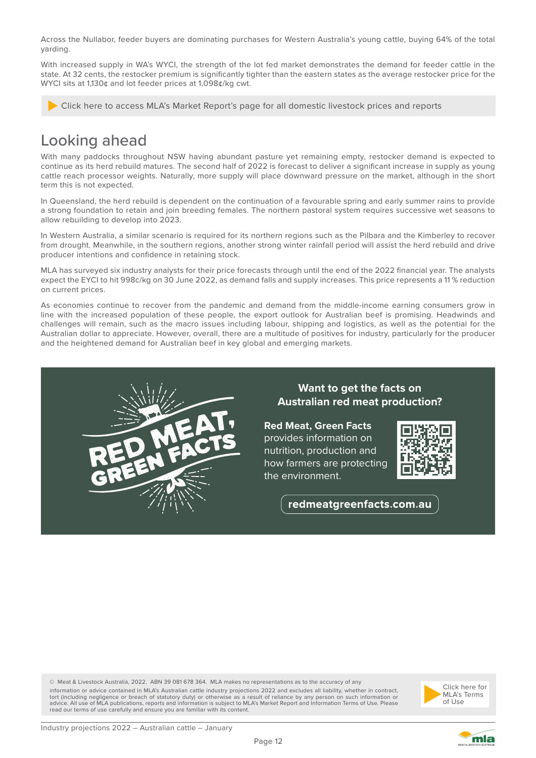Across the Nullabor, feeder buyers are dominating purchases for Western Australia's young cattle, buying 64% of the total yarding.

With increased supply in WA's WYCI, the strength of the lot fed market demonstrates the demand for feeder cattle in the state. At 32 cents, the restocker premium is significantly tighter than the eastern states as the average restocker price for the WYCI sits at 1,130¢ and lot feeder prices at 1,098¢/kg cwt.

▶ Click here to access MLA's Market Report's page for all domestic livestock prices and reports

## Looking ahead

With many paddocks throughout NSW having abundant pasture yet remaining empty, restocker demand is expected to continue as its herd rebuild matures. The second half of 2022 is forecast to deliver a significant increase in supply as young cattle reach processor weights. Naturally, more supply will place downward pressure on the market, although in the short term this is not expected.

In Queensland, the herd rebuild is dependent on the continuation of a favourable spring and early summer rains to provide a strong foundation to retain and join breeding females. The northern pastoral system requires successive wet seasons to allow rebuilding to develop into 2023.

In Western Australia, a similar scenario is required for its northern regions such as the Pilbara and the Kimberley to recover from drought. Meanwhile, in the southern regions, another strong winter rainfall period will assist the herd rebuild and drive producer intentions and confidence in retaining stock.

MLA has surveyed six industry analysts for their price forecasts through until the end of the 2022 financial year. The analysts expect the EYCI to hit 998c/kg on 30 June 2022, as demand falls and supply increases. This price represents a 11 % reduction on current prices.

As economies continue to recover from the pandemic and demand from the middle-income earning consumers grow in line with the increased population of these people, the export outlook for Australian beef is promising. Headwinds and challenges will remain, such as the macro issues including labour, shipping and logistics, as well as the potential for the Australian dollar to appreciate. However, overall, there are a multitude of positives for industry, particularly for the producer and the heightened demand for Australian beef in key global and emerging markets.

RED MEAT, GREEN FACTS

**Want to get the facts on Australian red meat production?**

**Red Meat, Green Facts** provides information on nutrition, production and how farmers are protecting the environment.

**redmeatgreenfacts.com.au**

© Meat & Livestock Australia, 2022. ABN 39 081 678 364. MLA makes no representations as to the accuracy of any information or advice contained in MLA's Australian cattle industry projections 2022 and excludes all liability, whether in contract, tort (including negligence or breach of statutory duty) or otherwise as a result of reliance by any person on such information or advice. All use of MLA publications, reports and information is subject to MLA's Market Report and Information Terms of Use. Please read our terms of use carefully and ensure you are familiar with its content.

Click here for MLA's Terms of Use